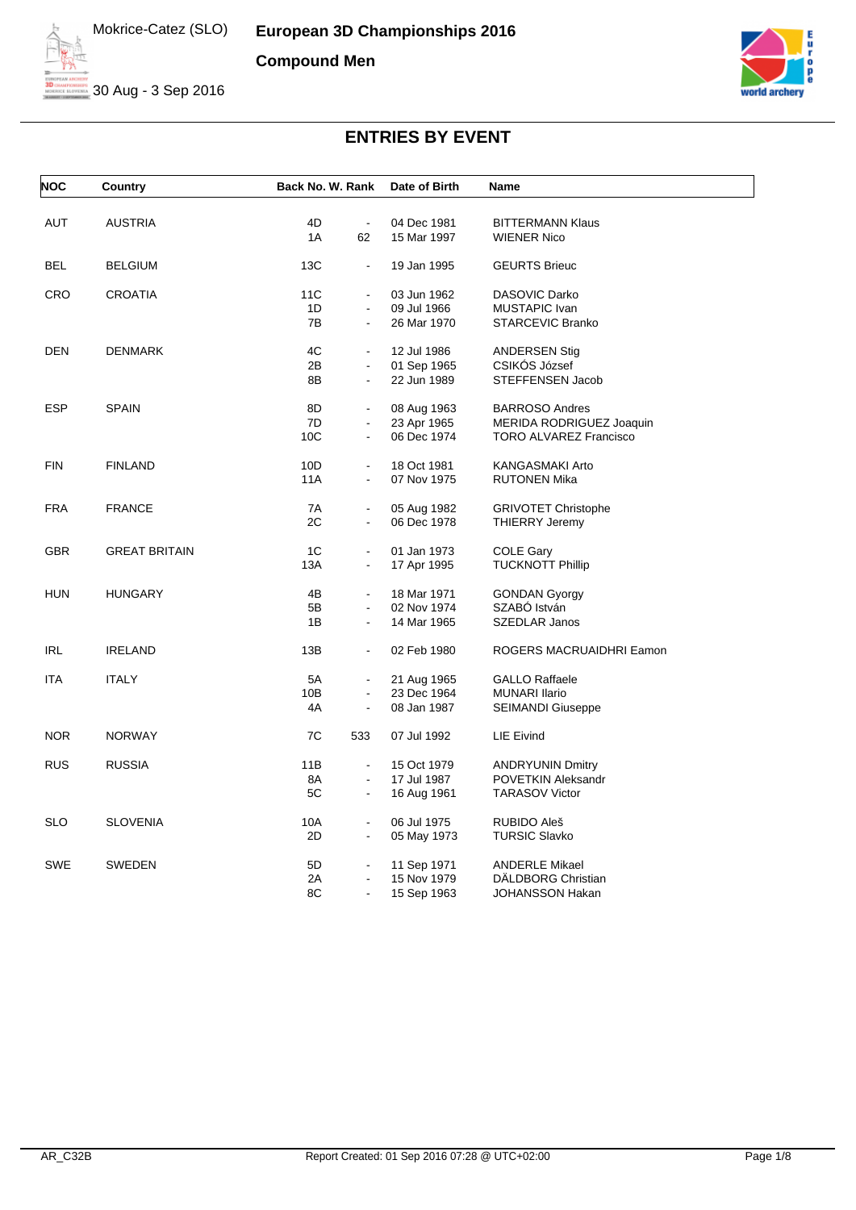Mokrice-Catez (SLO)

30 Aug - 3 Sep 2016

# European 3D Championships 2016

## Compound Men

## ENTRIES BY EVENT

| NOC | Country | Back No. | W. Rank | Date of Birth | Name |
|---|---|---|---|---|---|
| AUT | AUSTRIA | 4D | - | 04 Dec 1981 | BITTERMANN Klaus |
| | | 1A | 62 | 15 Mar 1997 | WIENER Nico |
| BEL | BELGIUM | 13C | - | 19 Jan 1995 | GEURTS Brieuc |
| CRO | CROATIA | 11C | - | 03 Jun 1962 | DASOVIC Darko |
| | | 1D | - | 09 Jul 1966 | MUSTAPIC Ivan |
| | | 7B | - | 26 Mar 1970 | STARCEVIC Branko |
| DEN | DENMARK | 4C | - | 12 Jul 1986 | ANDERSEN Stig |
| | | 2B | - | 01 Sep 1965 | CSIKÓS József |
| | | 8B | - | 22 Jun 1989 | STEFFENSEN Jacob |
| ESP | SPAIN | 8D | - | 08 Aug 1963 | BARROSO Andres |
| | | 7D | - | 23 Apr 1965 | MERIDA RODRIGUEZ Joaquin |
| | | 10C | - | 06 Dec 1974 | TORO ALVAREZ Francisco |
| FIN | FINLAND | 10D | - | 18 Oct 1981 | KANGASMAKI Arto |
| | | 11A | - | 07 Nov 1975 | RUTONEN Mika |
| FRA | FRANCE | 7A | - | 05 Aug 1982 | GRIVOTET Christophe |
| | | 2C | - | 06 Dec 1978 | THIERRY Jeremy |
| GBR | GREAT BRITAIN | 1C | - | 01 Jan 1973 | COLE Gary |
| | | 13A | - | 17 Apr 1995 | TUCKNOTT Phillip |
| HUN | HUNGARY | 4B | - | 18 Mar 1971 | GONDAN Gyorgy |
| | | 5B | - | 02 Nov 1974 | SZABÓ István |
| | | 1B | - | 14 Mar 1965 | SZEDLAR Janos |
| IRL | IRELAND | 13B | - | 02 Feb 1980 | ROGERS MACRUAIDHRI Eamon |
| ITA | ITALY | 5A | - | 21 Aug 1965 | GALLO Raffaele |
| | | 10B | - | 23 Dec 1964 | MUNARI Ilario |
| | | 4A | - | 08 Jan 1987 | SEIMANDI Giuseppe |
| NOR | NORWAY | 7C | 533 | 07 Jul 1992 | LIE Eivind |
| RUS | RUSSIA | 11B | - | 15 Oct 1979 | ANDRYUNIN Dmitry |
| | | 8A | - | 17 Jul 1987 | POVETKIN Aleksandr |
| | | 5C | - | 16 Aug 1961 | TARASOV Victor |
| SLO | SLOVENIA | 10A | - | 06 Jul 1975 | RUBIDO Aleš |
| | | 2D | - | 05 May 1973 | TURSIC Slavko |
| SWE | SWEDEN | 5D | - | 11 Sep 1971 | ANDERLE Mikael |
| | | 2A | - | 15 Nov 1979 | DÄLDBORG Christian |
| | | 8C | - | 15 Sep 1963 | JOHANSSON Hakan |

AR_C32B    Report Created: 01 Sep 2016 07:28 @ UTC+02:00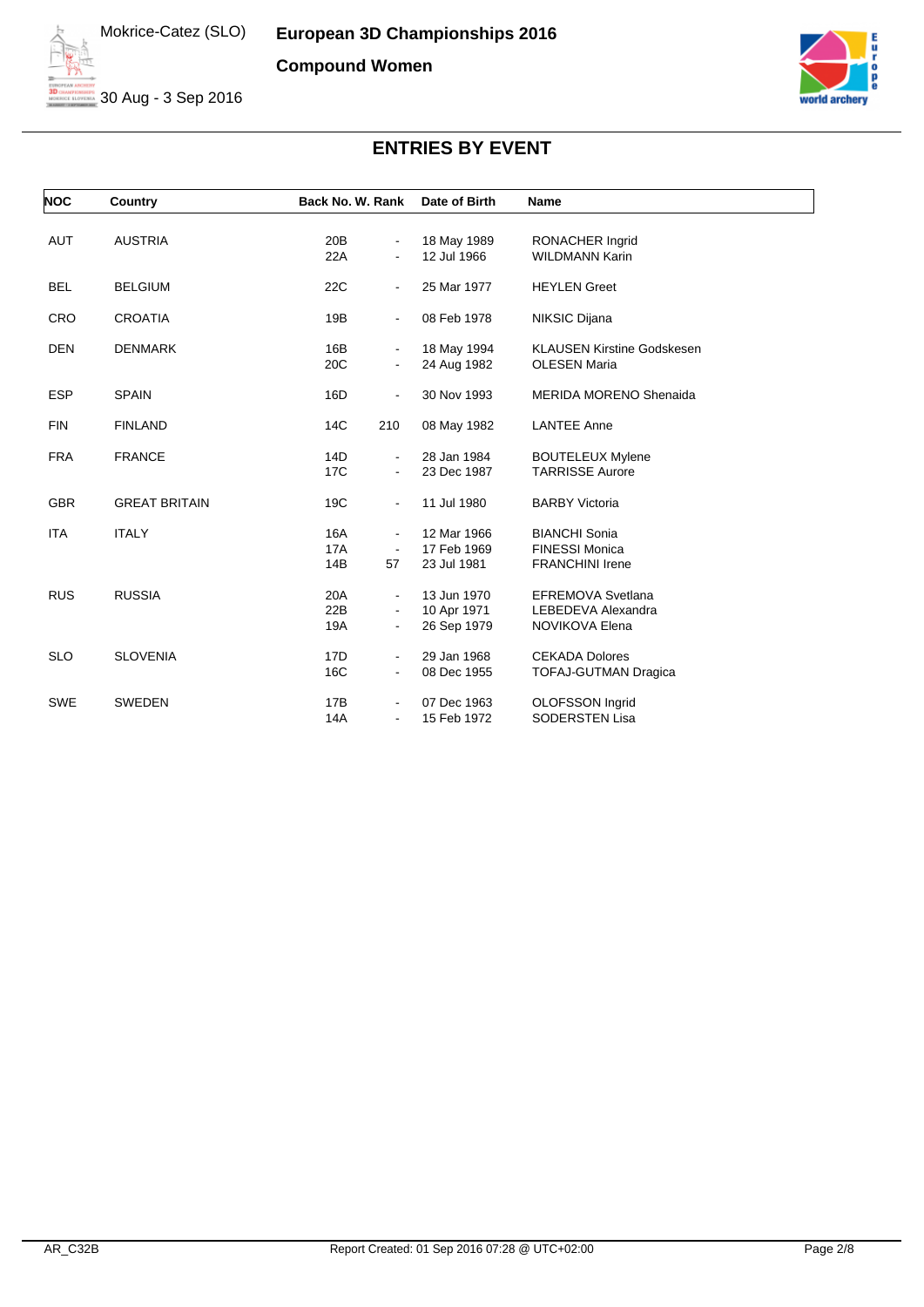# European 3D Championships 2016

## Compound Women

Mokrice-Catez (SLO)

30 Aug - 3 Sep 2016

## ENTRIES BY EVENT

| NOC | Country | Back No. | W. Rank | Date of Birth | Name |
|---|---|---|---|---|---|
| AUT | AUSTRIA | 20B | - | 18 May 1989 | RONACHER Ingrid |
| | | 22A | - | 12 Jul 1966 | WILDMANN Karin |
| BEL | BELGIUM | 22C | - | 25 Mar 1977 | HEYLEN Greet |
| CRO | CROATIA | 19B | - | 08 Feb 1978 | NIKSIC Dijana |
| DEN | DENMARK | 16B | - | 18 May 1994 | KLAUSEN Kirstine Godskesen |
| | | 20C | - | 24 Aug 1982 | OLESEN Maria |
| ESP | SPAIN | 16D | - | 30 Nov 1993 | MERIDA MORENO Shenaida |
| FIN | FINLAND | 14C | 210 | 08 May 1982 | LANTEE Anne |
| FRA | FRANCE | 14D | - | 28 Jan 1984 | BOUTELEUX Mylene |
| | | 17C | - | 23 Dec 1987 | TARRISSE Aurore |
| GBR | GREAT BRITAIN | 19C | - | 11 Jul 1980 | BARBY Victoria |
| ITA | ITALY | 16A | - | 12 Mar 1966 | BIANCHI Sonia |
| | | 17A | - | 17 Feb 1969 | FINESSI Monica |
| | | 14B | 57 | 23 Jul 1981 | FRANCHINI Irene |
| RUS | RUSSIA | 20A | - | 13 Jun 1970 | EFREMOVA Svetlana |
| | | 22B | - | 10 Apr 1971 | LEBEDEVA Alexandra |
| | | 19A | - | 26 Sep 1979 | NOVIKOVA Elena |
| SLO | SLOVENIA | 17D | - | 29 Jan 1968 | CEKADA Dolores |
| | | 16C | - | 08 Dec 1955 | TOFAJ-GUTMAN Dragica |
| SWE | SWEDEN | 17B | - | 07 Dec 1963 | OLOFSSON Ingrid |
| | | 14A | - | 15 Feb 1972 | SODERSTEN Lisa |

AR_C32B

Report Created: 01 Sep 2016 07:28 @ UTC+02:00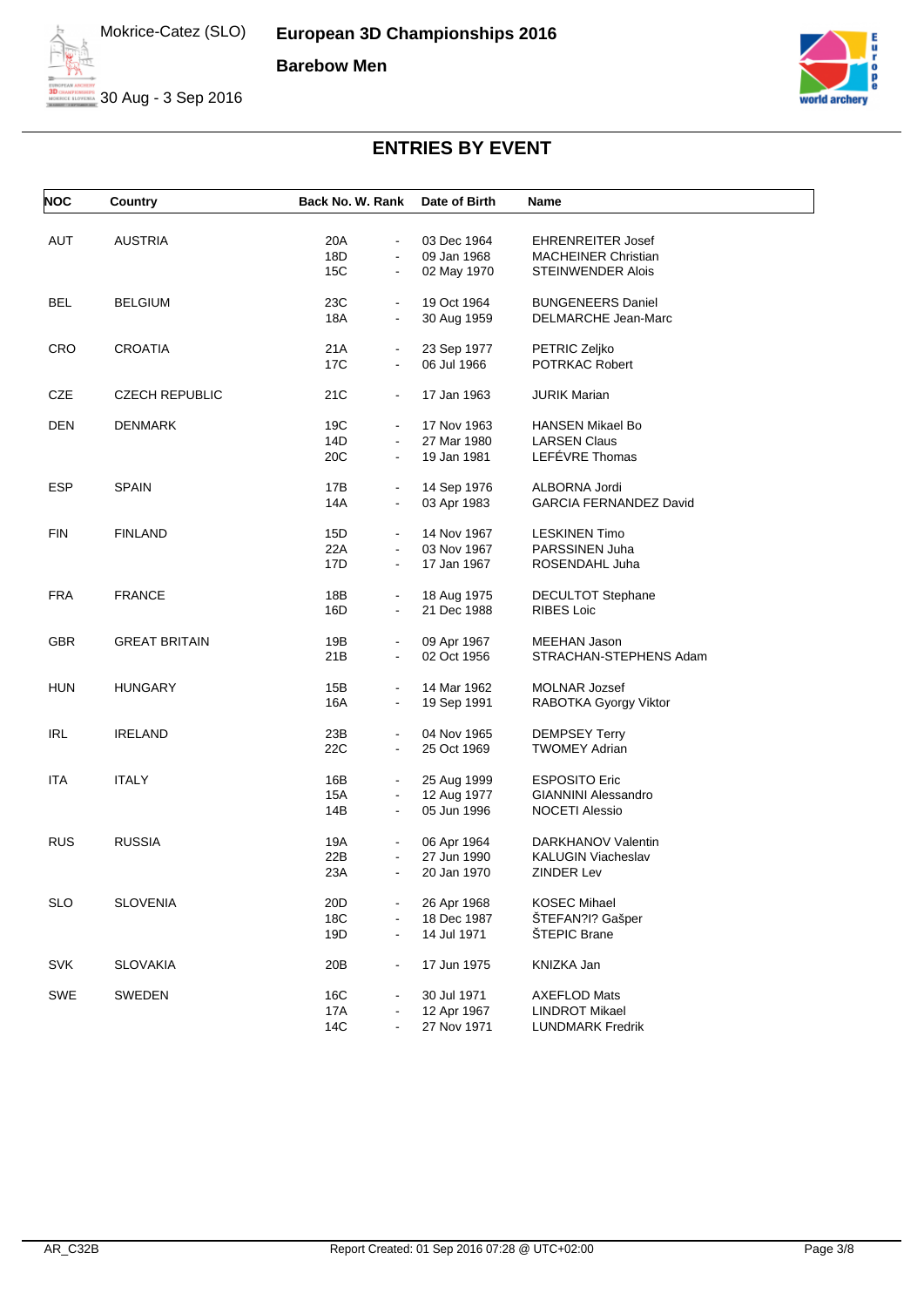Mokrice-Catez (SLO)

30 Aug - 3 Sep 2016

# European 3D Championships 2016

## Barebow Men

## ENTRIES BY EVENT

| NOC | Country | Back No. | W. Rank | Date of Birth | Name |
|---|---|---|---|---|---|
| AUT | AUSTRIA | 20A | - | 03 Dec 1964 | EHRENREITER Josef |
| | | 18D | - | 09 Jan 1968 | MACHEINER Christian |
| | | 15C | - | 02 May 1970 | STEINWENDER Alois |
| BEL | BELGIUM | 23C | - | 19 Oct 1964 | BUNGENEERS Daniel |
| | | 18A | - | 30 Aug 1959 | DELMARCHE Jean-Marc |
| CRO | CROATIA | 21A | - | 23 Sep 1977 | PETRIC Zeljko |
| | | 17C | - | 06 Jul 1966 | POTRKAC Robert |
| CZE | CZECH REPUBLIC | 21C | - | 17 Jan 1963 | JURIK Marian |
| DEN | DENMARK | 19C | - | 17 Nov 1963 | HANSEN Mikael Bo |
| | | 14D | - | 27 Mar 1980 | LARSEN Claus |
| | | 20C | - | 19 Jan 1981 | LEFÉVRE Thomas |
| ESP | SPAIN | 17B | - | 14 Sep 1976 | ALBORNA Jordi |
| | | 14A | - | 03 Apr 1983 | GARCIA FERNANDEZ David |
| FIN | FINLAND | 15D | - | 14 Nov 1967 | LESKINEN Timo |
| | | 22A | - | 03 Nov 1967 | PARSSINEN Juha |
| | | 17D | - | 17 Jan 1967 | ROSENDAHL Juha |
| FRA | FRANCE | 18B | - | 18 Aug 1975 | DECULTOT Stephane |
| | | 16D | - | 21 Dec 1988 | RIBES Loic |
| GBR | GREAT BRITAIN | 19B | - | 09 Apr 1967 | MEEHAN Jason |
| | | 21B | - | 02 Oct 1956 | STRACHAN-STEPHENS Adam |
| HUN | HUNGARY | 15B | - | 14 Mar 1962 | MOLNAR Jozsef |
| | | 16A | - | 19 Sep 1991 | RABOTKA Gyorgy Viktor |
| IRL | IRELAND | 23B | - | 04 Nov 1965 | DEMPSEY Terry |
| | | 22C | - | 25 Oct 1969 | TWOMEY Adrian |
| ITA | ITALY | 16B | - | 25 Aug 1999 | ESPOSITO Eric |
| | | 15A | - | 12 Aug 1977 | GIANNINI Alessandro |
| | | 14B | - | 05 Jun 1996 | NOCETI Alessio |
| RUS | RUSSIA | 19A | - | 06 Apr 1964 | DARKHANOV Valentin |
| | | 22B | - | 27 Jun 1990 | KALUGIN Viacheslav |
| | | 23A | - | 20 Jan 1970 | ZINDER Lev |
| SLO | SLOVENIA | 20D | - | 26 Apr 1968 | KOSEC Mihael |
| | | 18C | - | 18 Dec 1987 | ŠTEFAN?I? Gašper |
| | | 19D | - | 14 Jul 1971 | ŠTEPIC Brane |
| SVK | SLOVAKIA | 20B | - | 17 Jun 1975 | KNIZKA Jan |
| SWE | SWEDEN | 16C | - | 30 Jul 1971 | AXEFLOD Mats |
| | | 17A | - | 12 Apr 1967 | LINDROT Mikael |
| | | 14C | - | 27 Nov 1971 | LUNDMARK Fredrik |

AR_C32B    Report Created: 01 Sep 2016 07:28 @ UTC+02:00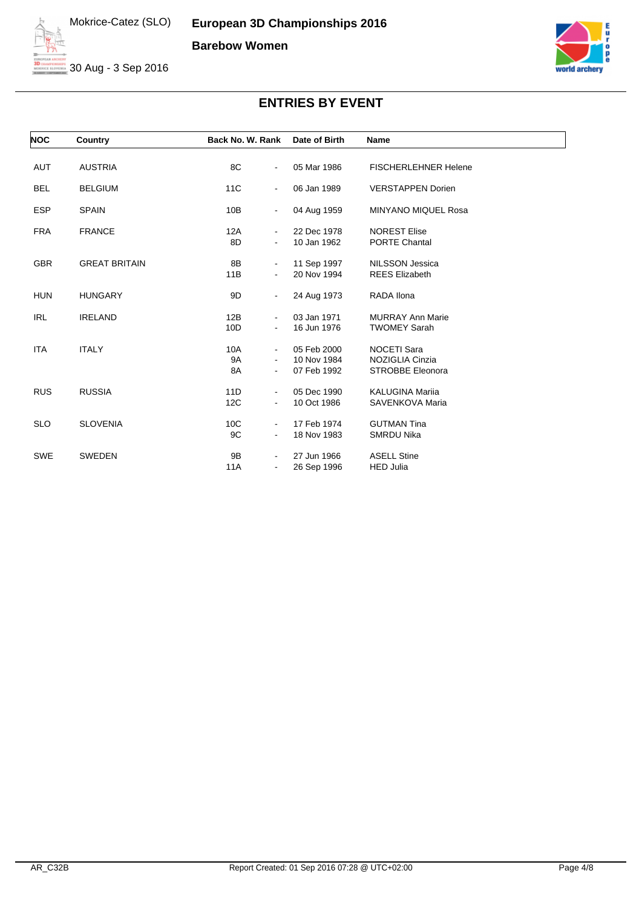# European 3D Championships 2016

**Barebow Women**

Mokrice-Catez (SLO)

30 Aug - 3 Sep 2016

## ENTRIES BY EVENT

| NOC | Country | Back No. | W. Rank | Date of Birth | Name |
|---|---|---|---|---|---|
| AUT | AUSTRIA | 8C | - | 05 Mar 1986 | FISCHERLEHNER Helene |
| BEL | BELGIUM | 11C | - | 06 Jan 1989 | VERSTAPPEN Dorien |
| ESP | SPAIN | 10B | - | 04 Aug 1959 | MINYANO MIQUEL Rosa |
| FRA | FRANCE | 12A | - | 22 Dec 1978 | NOREST Elise |
| | | 8D | - | 10 Jan 1962 | PORTE Chantal |
| GBR | GREAT BRITAIN | 8B | - | 11 Sep 1997 | NILSSON Jessica |
| | | 11B | - | 20 Nov 1994 | REES Elizabeth |
| HUN | HUNGARY | 9D | - | 24 Aug 1973 | RADA Ilona |
| IRL | IRELAND | 12B | - | 03 Jan 1971 | MURRAY Ann Marie |
| | | 10D | - | 16 Jun 1976 | TWOMEY Sarah |
| ITA | ITALY | 10A | - | 05 Feb 2000 | NOCETI Sara |
| | | 9A | - | 10 Nov 1984 | NOZIGLIA Cinzia |
| | | 8A | - | 07 Feb 1992 | STROBBE Eleonora |
| RUS | RUSSIA | 11D | - | 05 Dec 1990 | KALUGINA Mariia |
| | | 12C | - | 10 Oct 1986 | SAVENKOVA Maria |
| SLO | SLOVENIA | 10C | - | 17 Feb 1974 | GUTMAN Tina |
| | | 9C | - | 18 Nov 1983 | SMRDU Nika |
| SWE | SWEDEN | 9B | - | 27 Jun 1966 | ASELL Stine |
| | | 11A | - | 26 Sep 1996 | HED Julia |

AR_C32B

Report Created: 01 Sep 2016 07:28 @ UTC+02:00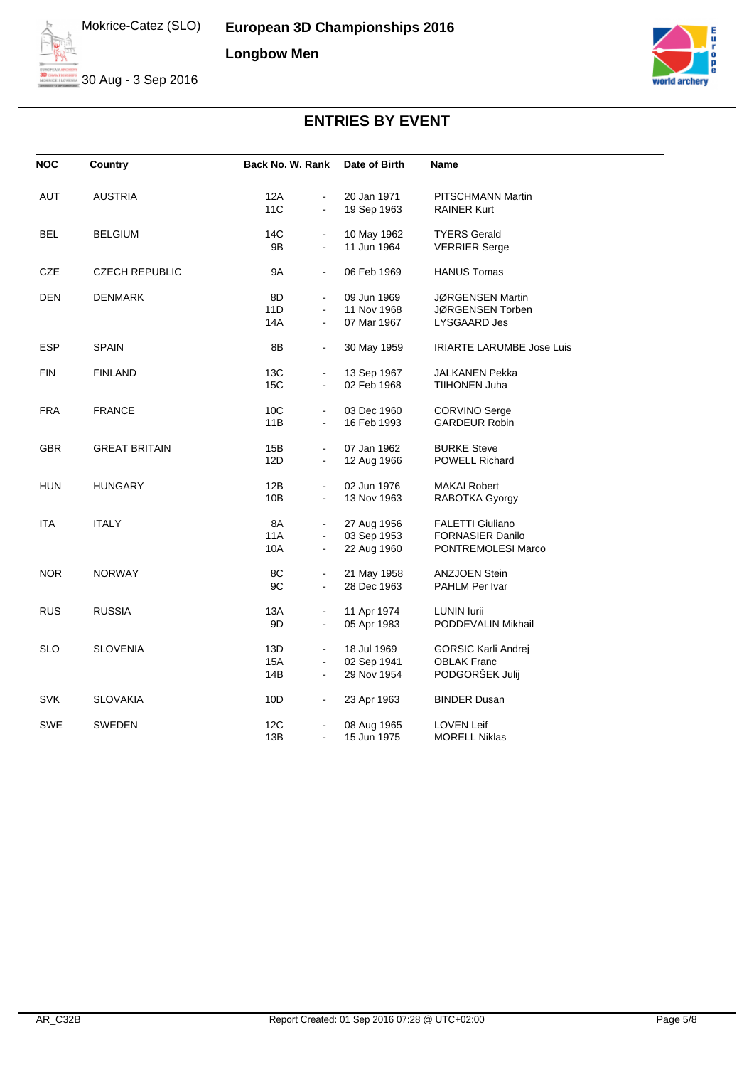# European 3D Championships 2016

## Longbow Men

Mokrice-Catez (SLO)

30 Aug - 3 Sep 2016

## ENTRIES BY EVENT

| NOC | Country | Back No. | W. Rank | Date of Birth | Name |
|---|---|---|---|---|---|
| AUT | AUSTRIA | 12A | - | 20 Jan 1971 | PITSCHMANN Martin |
| | | 11C | - | 19 Sep 1963 | RAINER Kurt |
| BEL | BELGIUM | 14C | - | 10 May 1962 | TYERS Gerald |
| | | 9B | - | 11 Jun 1964 | VERRIER Serge |
| CZE | CZECH REPUBLIC | 9A | - | 06 Feb 1969 | HANUS Tomas |
| DEN | DENMARK | 8D | - | 09 Jun 1969 | JØRGENSEN Martin |
| | | 11D | - | 11 Nov 1968 | JØRGENSEN Torben |
| | | 14A | - | 07 Mar 1967 | LYSGAARD Jes |
| ESP | SPAIN | 8B | - | 30 May 1959 | IRIARTE LARUMBE Jose Luis |
| FIN | FINLAND | 13C | - | 13 Sep 1967 | JALKANEN Pekka |
| | | 15C | - | 02 Feb 1968 | TIIHONEN Juha |
| FRA | FRANCE | 10C | - | 03 Dec 1960 | CORVINO Serge |
| | | 11B | - | 16 Feb 1993 | GARDEUR Robin |
| GBR | GREAT BRITAIN | 15B | - | 07 Jan 1962 | BURKE Steve |
| | | 12D | - | 12 Aug 1966 | POWELL Richard |
| HUN | HUNGARY | 12B | - | 02 Jun 1976 | MAKAI Robert |
| | | 10B | - | 13 Nov 1963 | RABOTKA Gyorgy |
| ITA | ITALY | 8A | - | 27 Aug 1956 | FALETTI Giuliano |
| | | 11A | - | 03 Sep 1953 | FORNASIER Danilo |
| | | 10A | - | 22 Aug 1960 | PONTREMOLESI Marco |
| NOR | NORWAY | 8C | - | 21 May 1958 | ANZJOEN Stein |
| | | 9C | - | 28 Dec 1963 | PAHLM Per Ivar |
| RUS | RUSSIA | 13A | - | 11 Apr 1974 | LUNIN Iurii |
| | | 9D | - | 05 Apr 1983 | PODDEVALIN Mikhail |
| SLO | SLOVENIA | 13D | - | 18 Jul 1969 | GORSIC Karli Andrej |
| | | 15A | - | 02 Sep 1941 | OBLAK Franc |
| | | 14B | - | 29 Nov 1954 | PODGORŠEK Julij |
| SVK | SLOVAKIA | 10D | - | 23 Apr 1963 | BINDER Dusan |
| SWE | SWEDEN | 12C | - | 08 Aug 1965 | LOVEN Leif |
| | | 13B | - | 15 Jun 1975 | MORELL Niklas |

AR_C32B Report Created: 01 Sep 2016 07:28 @ UTC+02:00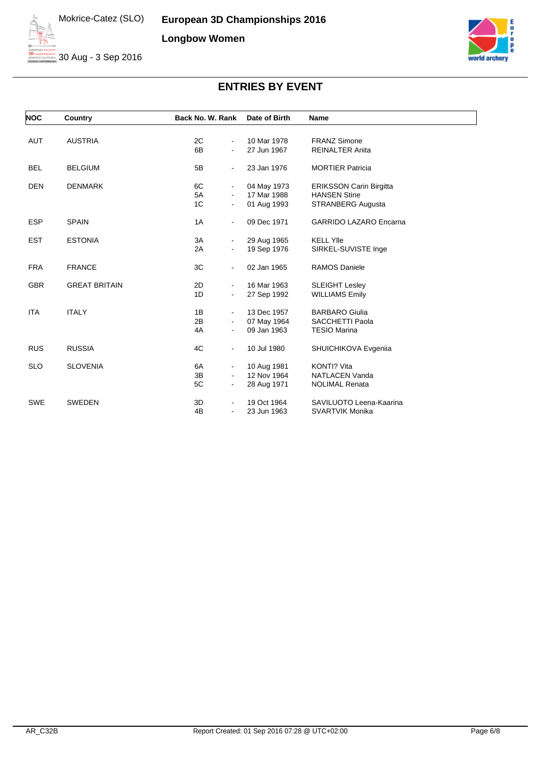# European 3D Championships 2016

Mokrice-Catez (SLO)

30 Aug - 3 Sep 2016

## Longbow Women

## ENTRIES BY EVENT

| NOC | Country | Back No. | W. Rank | Date of Birth | Name |
|---|---|---|---|---|---|
| AUT | AUSTRIA | 2C | - | 10 Mar 1978 | FRANZ Simone |
| | | 6B | - | 27 Jun 1967 | REINALTER Anita |
| BEL | BELGIUM | 5B | - | 23 Jan 1976 | MORTIER Patricia |
| DEN | DENMARK | 6C | - | 04 May 1973 | ERIKSSON Carin Birgitta |
| | | 5A | - | 17 Mar 1988 | HANSEN Stine |
| | | 1C | - | 01 Aug 1993 | STRANBERG Augusta |
| ESP | SPAIN | 1A | - | 09 Dec 1971 | GARRIDO LAZARO Encarna |
| EST | ESTONIA | 3A | - | 29 Aug 1965 | KELL Ylle |
| | | 2A | - | 19 Sep 1976 | SIRKEL-SUVISTE Inge |
| FRA | FRANCE | 3C | - | 02 Jan 1965 | RAMOS Daniele |
| GBR | GREAT BRITAIN | 2D | - | 16 Mar 1963 | SLEIGHT Lesley |
| | | 1D | - | 27 Sep 1992 | WILLIAMS Emily |
| ITA | ITALY | 1B | - | 13 Dec 1957 | BARBARO Giulia |
| | | 2B | - | 07 May 1964 | SACCHETTI Paola |
| | | 4A | - | 09 Jan 1963 | TESIO Marina |
| RUS | RUSSIA | 4C | - | 10 Jul 1980 | SHUICHIKOVA Evgeniia |
| SLO | SLOVENIA | 6A | - | 10 Aug 1981 | KONTI? Vita |
| | | 3B | - | 12 Nov 1964 | NATLACEN Vanda |
| | | 5C | - | 28 Aug 1971 | NOLIMAL Renata |
| SWE | SWEDEN | 3D | - | 19 Oct 1964 | SAVILUOTO Leena-Kaarina |
| | | 4B | - | 23 Jun 1963 | SVARTVIK Monika |

AR_C32B

Report Created: 01 Sep 2016 07:28 @ UTC+02:00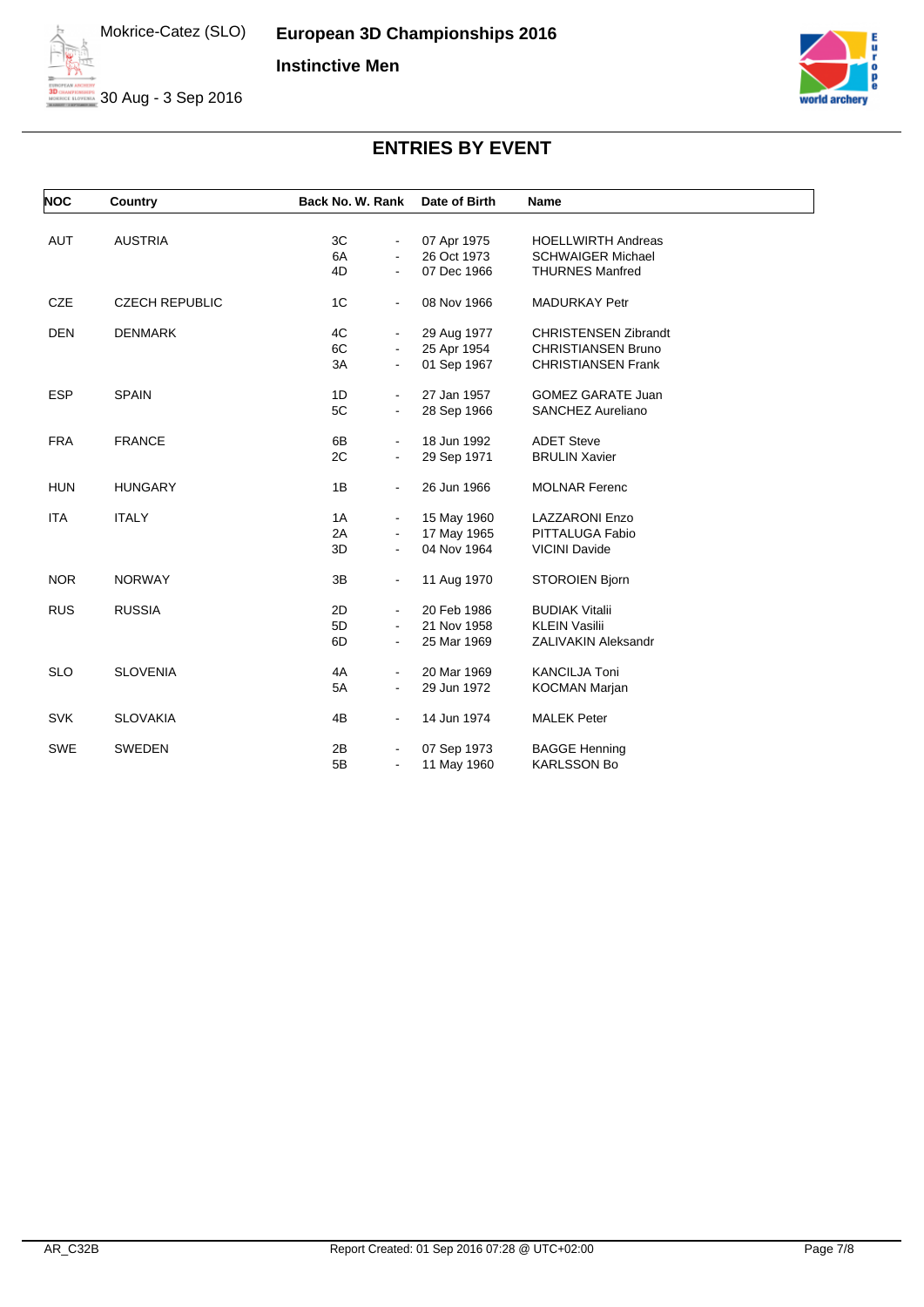# European 3D Championships 2016

**Instinctive Men**

Mokrice-Catez (SLO)
30 Aug - 3 Sep 2016

## ENTRIES BY EVENT

| NOC | Country | Back No. | W. Rank | Date of Birth | Name |
|---|---|---|---|---|---|
| AUT | AUSTRIA | 3C | - | 07 Apr 1975 | HOELLWIRTH Andreas |
| | | 6A | - | 26 Oct 1973 | SCHWAIGER Michael |
| | | 4D | - | 07 Dec 1966 | THURNES Manfred |
| CZE | CZECH REPUBLIC | 1C | - | 08 Nov 1966 | MADURKAY Petr |
| DEN | DENMARK | 4C | - | 29 Aug 1977 | CHRISTENSEN Zibrandt |
| | | 6C | - | 25 Apr 1954 | CHRISTIANSEN Bruno |
| | | 3A | - | 01 Sep 1967 | CHRISTIANSEN Frank |
| ESP | SPAIN | 1D | - | 27 Jan 1957 | GOMEZ GARATE Juan |
| | | 5C | - | 28 Sep 1966 | SANCHEZ Aureliano |
| FRA | FRANCE | 6B | - | 18 Jun 1992 | ADET Steve |
| | | 2C | - | 29 Sep 1971 | BRULIN Xavier |
| HUN | HUNGARY | 1B | - | 26 Jun 1966 | MOLNAR Ferenc |
| ITA | ITALY | 1A | - | 15 May 1960 | LAZZARONI Enzo |
| | | 2A | - | 17 May 1965 | PITTALUGA Fabio |
| | | 3D | - | 04 Nov 1964 | VICINI Davide |
| NOR | NORWAY | 3B | - | 11 Aug 1970 | STOROIEN Bjorn |
| RUS | RUSSIA | 2D | - | 20 Feb 1986 | BUDIAK Vitalii |
| | | 5D | - | 21 Nov 1958 | KLEIN Vasilii |
| | | 6D | - | 25 Mar 1969 | ZALIVAKIN Aleksandr |
| SLO | SLOVENIA | 4A | - | 20 Mar 1969 | KANCILJA Toni |
| | | 5A | - | 29 Jun 1972 | KOCMAN Marjan |
| SVK | SLOVAKIA | 4B | - | 14 Jun 1974 | MALEK Peter |
| SWE | SWEDEN | 2B | - | 07 Sep 1973 | BAGGE Henning |
| | | 5B | - | 11 May 1960 | KARLSSON Bo |

AR_C32B Report Created: 01 Sep 2016 07:28 @ UTC+02:00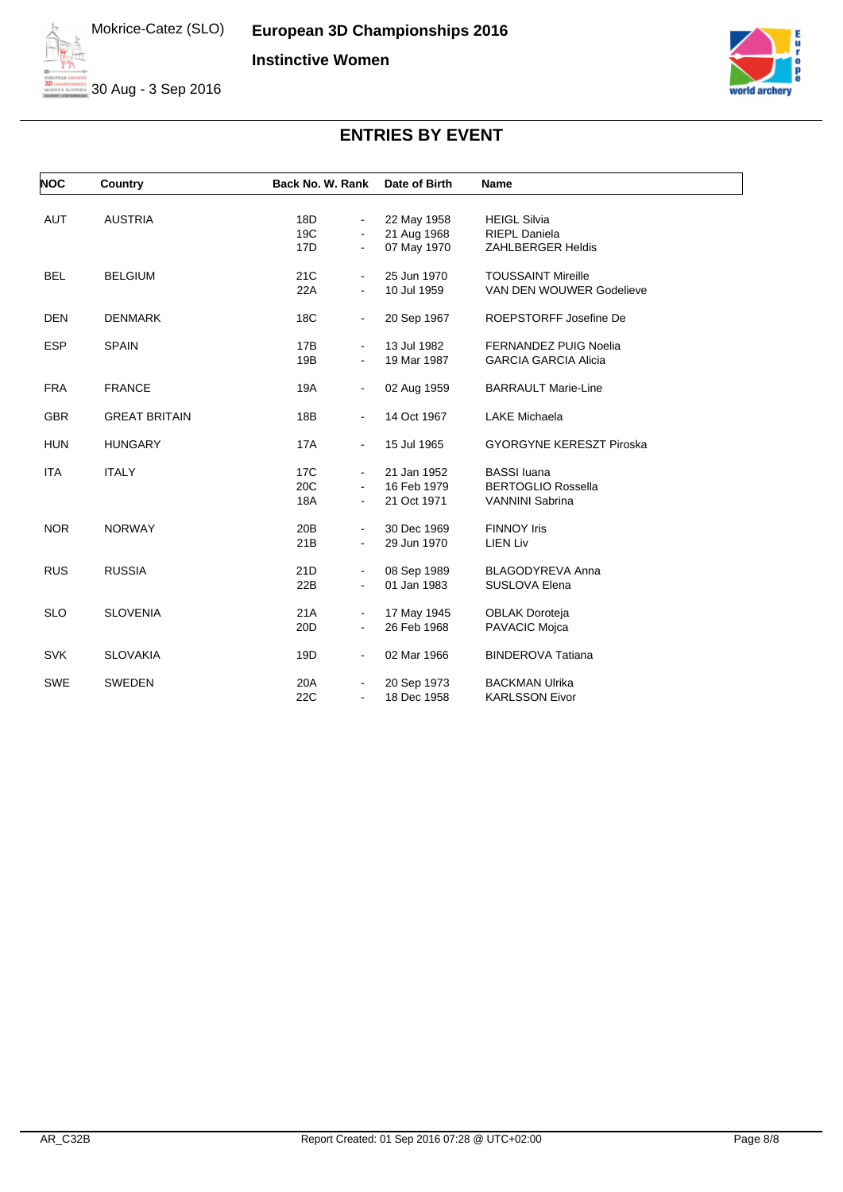Mokrice-Catez (SLO)

# European 3D Championships 2016

**Instinctive Women**

30 Aug - 3 Sep 2016

## ENTRIES BY EVENT

| NOC | Country | Back No. | W. Rank | Date of Birth | Name |
|---|---|---|---|---|---|
| AUT | AUSTRIA | 18D | - | 22 May 1958 | HEIGL Silvia |
| | | 19C | - | 21 Aug 1968 | RIEPL Daniela |
| | | 17D | - | 07 May 1970 | ZAHLBERGER Heldis |
| BEL | BELGIUM | 21C | - | 25 Jun 1970 | TOUSSAINT Mireille |
| | | 22A | - | 10 Jul 1959 | VAN DEN WOUWER Godelieve |
| DEN | DENMARK | 18C | - | 20 Sep 1967 | ROEPSTORFF Josefine De |
| ESP | SPAIN | 17B | - | 13 Jul 1982 | FERNANDEZ PUIG Noelia |
| | | 19B | - | 19 Mar 1987 | GARCIA GARCIA Alicia |
| FRA | FRANCE | 19A | - | 02 Aug 1959 | BARRAULT Marie-Line |
| GBR | GREAT BRITAIN | 18B | - | 14 Oct 1967 | LAKE Michaela |
| HUN | HUNGARY | 17A | - | 15 Jul 1965 | GYORGYNE KERESZT Piroska |
| ITA | ITALY | 17C | - | 21 Jan 1952 | BASSI Iuana |
| | | 20C | - | 16 Feb 1979 | BERTOGLIO Rossella |
| | | 18A | - | 21 Oct 1971 | VANNINI Sabrina |
| NOR | NORWAY | 20B | - | 30 Dec 1969 | FINNOY Iris |
| | | 21B | - | 29 Jun 1970 | LIEN Liv |
| RUS | RUSSIA | 21D | - | 08 Sep 1989 | BLAGODYREVA Anna |
| | | 22B | - | 01 Jan 1983 | SUSLOVA Elena |
| SLO | SLOVENIA | 21A | - | 17 May 1945 | OBLAK Doroteja |
| | | 20D | - | 26 Feb 1968 | PAVACIC Mojca |
| SVK | SLOVAKIA | 19D | - | 02 Mar 1966 | BINDEROVA Tatiana |
| SWE | SWEDEN | 20A | - | 20 Sep 1973 | BACKMAN Ulrika |
| | | 22C | - | 18 Dec 1958 | KARLSSON Eivor |

AR_C32B Report Created: 01 Sep 2016 07:28 @ UTC+02:00